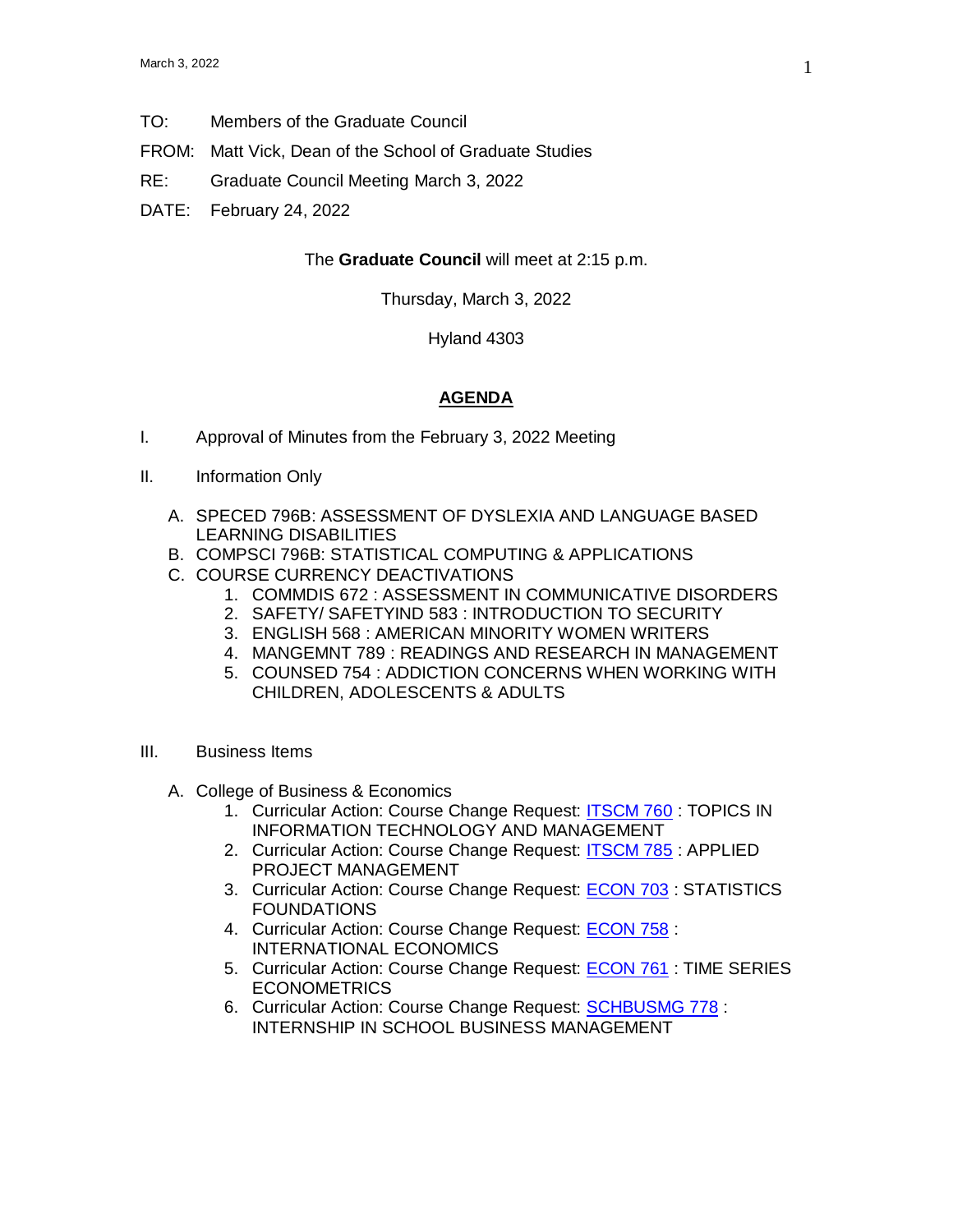March 3, 2022

TO: Members of the Graduate Council

FROM: Matt Vick, Dean of the School of Graduate Studies

RE: Graduate Council Meeting March 3, 2022

DATE: February 24, 2022

The **Graduate Council** will meet at 2:15 p.m.

Thursday, March 3, 2022

Hyland 4303

## AGENDA

I. Approval of Minutes from the February 3, 2022 Meeting

II. Information Only

A. SPECED 796B: ASSESSMENT OF DYSLEXIA AND LANGUAGE BASED LEARNING DISABILITIES
B. COMPSCI 796B: STATISTICAL COMPUTING & APPLICATIONS
C. COURSE CURRENCY DEACTIVATIONS
   1. COMMDIS 672 : ASSESSMENT IN COMMUNICATIVE DISORDERS
   2. SAFETY/ SAFETYIND 583 : INTRODUCTION TO SECURITY
   3. ENGLISH 568 : AMERICAN MINORITY WOMEN WRITERS
   4. MANGEMNT 789 : READINGS AND RESEARCH IN MANAGEMENT
   5. COUNSED 754 : ADDICTION CONCERNS WHEN WORKING WITH CHILDREN, ADOLESCENTS & ADULTS

III. Business Items

A. College of Business & Economics
   1. Curricular Action: Course Change Request: ITSCM 760 : TOPICS IN INFORMATION TECHNOLOGY AND MANAGEMENT
   2. Curricular Action: Course Change Request: ITSCM 785 : APPLIED PROJECT MANAGEMENT
   3. Curricular Action: Course Change Request: ECON 703 : STATISTICS FOUNDATIONS
   4. Curricular Action: Course Change Request: ECON 758 : INTERNATIONAL ECONOMICS
   5. Curricular Action: Course Change Request: ECON 761 : TIME SERIES ECONOMETRICS
   6. Curricular Action: Course Change Request: SCHBUSMG 778 : INTERNSHIP IN SCHOOL BUSINESS MANAGEMENT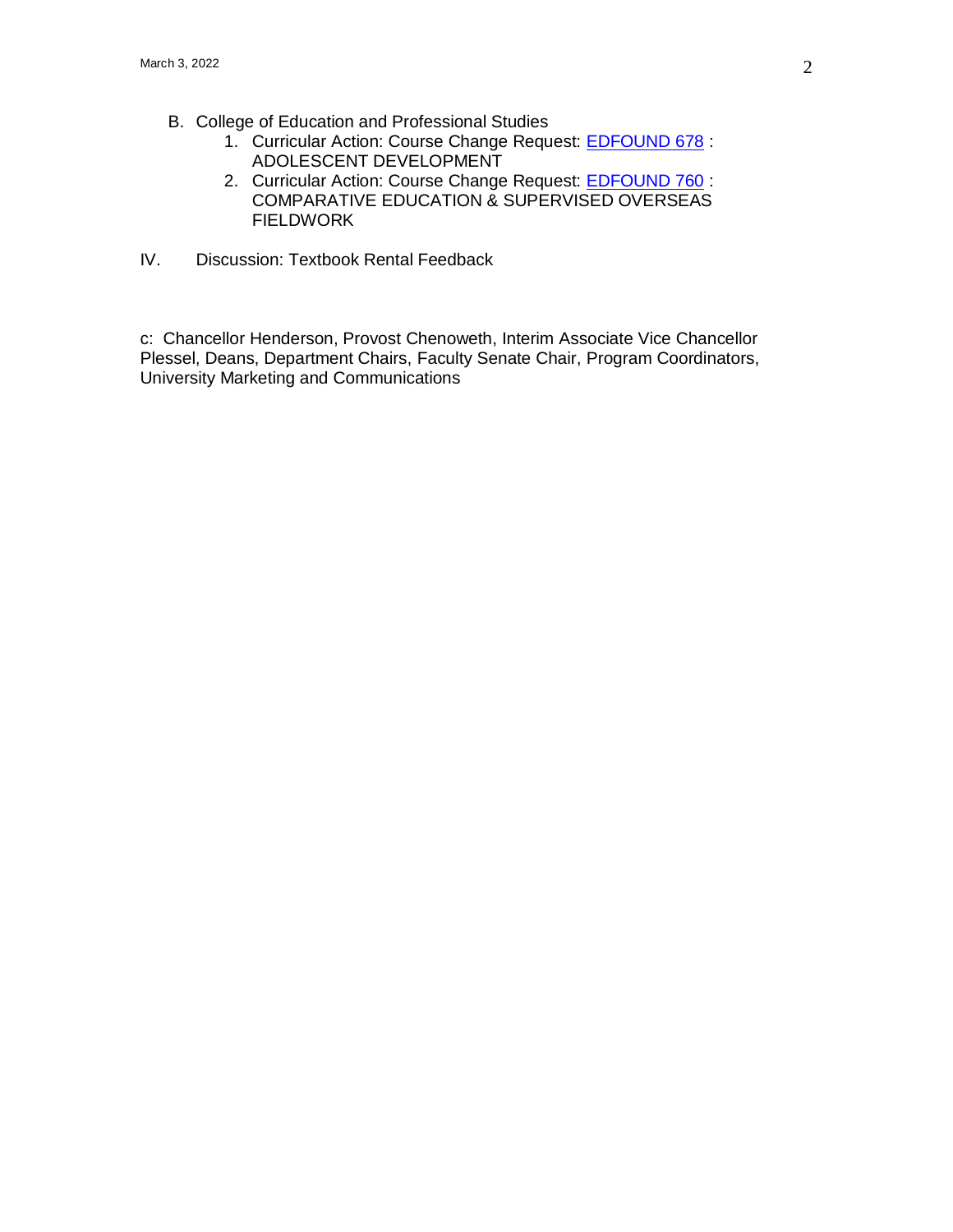B. College of Education and Professional Studies
   1. Curricular Action: Course Change Request: EDFOUND 678 : ADOLESCENT DEVELOPMENT
   2. Curricular Action: Course Change Request: EDFOUND 760 : COMPARATIVE EDUCATION & SUPERVISED OVERSEAS FIELDWORK

IV. Discussion: Textbook Rental Feedback

c: Chancellor Henderson, Provost Chenoweth, Interim Associate Vice Chancellor Plessel, Deans, Department Chairs, Faculty Senate Chair, Program Coordinators, University Marketing and Communications